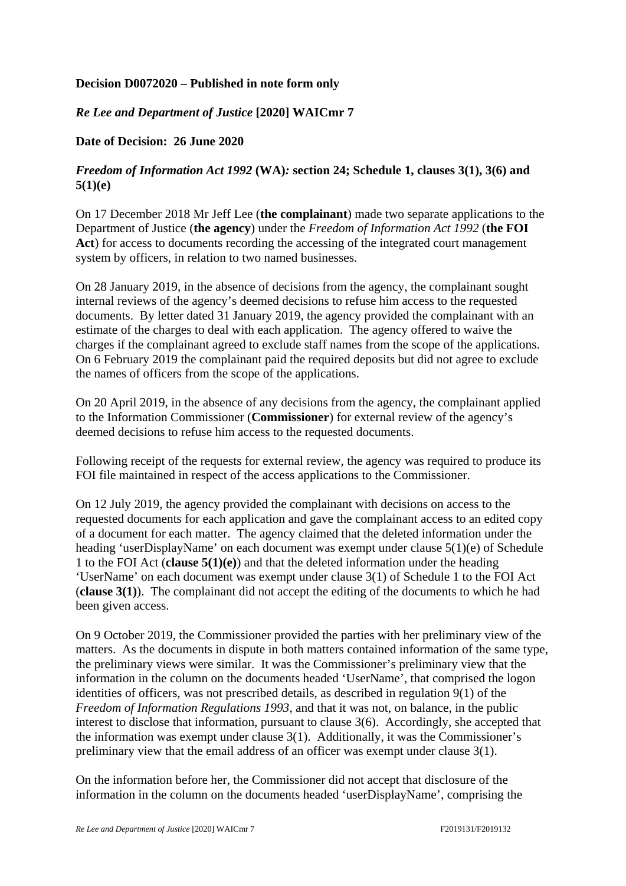**Decision D0072020 – Published in note form only**

***Re Lee and Department of Justice* [2020] WAICmr 7**

**Date of Decision: 26 June 2020**

***Freedom of Information Act 1992* (WA)*:* section 24; Schedule 1, clauses 3(1), 3(6) and 5(1)(e)**

On 17 December 2018 Mr Jeff Lee (**the complainant**) made two separate applications to the Department of Justice (**the agency**) under the *Freedom of Information Act 1992* (**the FOI Act**) for access to documents recording the accessing of the integrated court management system by officers, in relation to two named businesses.

On 28 January 2019, in the absence of decisions from the agency, the complainant sought internal reviews of the agency's deemed decisions to refuse him access to the requested documents. By letter dated 31 January 2019, the agency provided the complainant with an estimate of the charges to deal with each application. The agency offered to waive the charges if the complainant agreed to exclude staff names from the scope of the applications. On 6 February 2019 the complainant paid the required deposits but did not agree to exclude the names of officers from the scope of the applications.

On 20 April 2019, in the absence of any decisions from the agency, the complainant applied to the Information Commissioner (**Commissioner**) for external review of the agency's deemed decisions to refuse him access to the requested documents.

Following receipt of the requests for external review, the agency was required to produce its FOI file maintained in respect of the access applications to the Commissioner.

On 12 July 2019, the agency provided the complainant with decisions on access to the requested documents for each application and gave the complainant access to an edited copy of a document for each matter. The agency claimed that the deleted information under the heading 'userDisplayName' on each document was exempt under clause 5(1)(e) of Schedule 1 to the FOI Act (**clause 5(1)(e)**) and that the deleted information under the heading 'UserName' on each document was exempt under clause 3(1) of Schedule 1 to the FOI Act (**clause 3(1)**). The complainant did not accept the editing of the documents to which he had been given access.

On 9 October 2019, the Commissioner provided the parties with her preliminary view of the matters. As the documents in dispute in both matters contained information of the same type, the preliminary views were similar. It was the Commissioner's preliminary view that the information in the column on the documents headed 'UserName', that comprised the logon identities of officers, was not prescribed details, as described in regulation 9(1) of the *Freedom of Information Regulations 1993*, and that it was not, on balance, in the public interest to disclose that information, pursuant to clause 3(6). Accordingly, she accepted that the information was exempt under clause 3(1). Additionally, it was the Commissioner's preliminary view that the email address of an officer was exempt under clause 3(1).

On the information before her, the Commissioner did not accept that disclosure of the information in the column on the documents headed 'userDisplayName', comprising the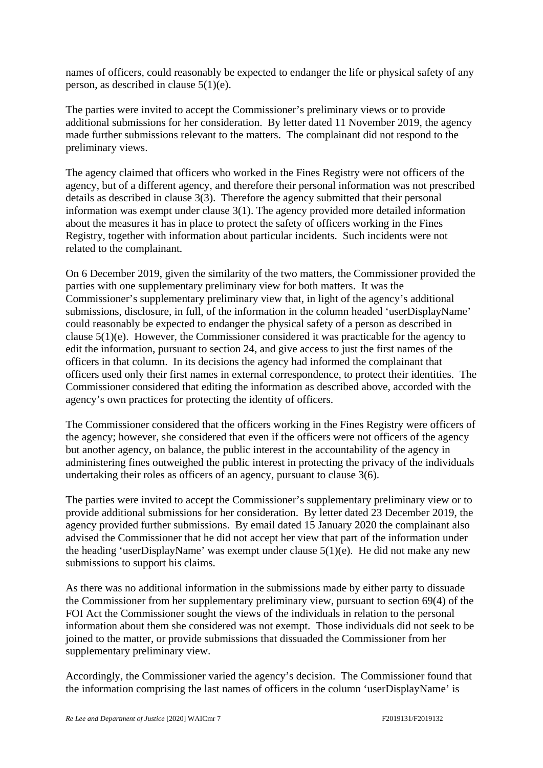names of officers, could reasonably be expected to endanger the life or physical safety of any person, as described in clause 5(1)(e).

The parties were invited to accept the Commissioner's preliminary views or to provide additional submissions for her consideration. By letter dated 11 November 2019, the agency made further submissions relevant to the matters. The complainant did not respond to the preliminary views.

The agency claimed that officers who worked in the Fines Registry were not officers of the agency, but of a different agency, and therefore their personal information was not prescribed details as described in clause 3(3). Therefore the agency submitted that their personal information was exempt under clause 3(1). The agency provided more detailed information about the measures it has in place to protect the safety of officers working in the Fines Registry, together with information about particular incidents. Such incidents were not related to the complainant.

On 6 December 2019, given the similarity of the two matters, the Commissioner provided the parties with one supplementary preliminary view for both matters. It was the Commissioner's supplementary preliminary view that, in light of the agency's additional submissions, disclosure, in full, of the information in the column headed 'userDisplayName' could reasonably be expected to endanger the physical safety of a person as described in clause 5(1)(e). However, the Commissioner considered it was practicable for the agency to edit the information, pursuant to section 24, and give access to just the first names of the officers in that column. In its decisions the agency had informed the complainant that officers used only their first names in external correspondence, to protect their identities. The Commissioner considered that editing the information as described above, accorded with the agency's own practices for protecting the identity of officers.

The Commissioner considered that the officers working in the Fines Registry were officers of the agency; however, she considered that even if the officers were not officers of the agency but another agency, on balance, the public interest in the accountability of the agency in administering fines outweighed the public interest in protecting the privacy of the individuals undertaking their roles as officers of an agency, pursuant to clause 3(6).

The parties were invited to accept the Commissioner's supplementary preliminary view or to provide additional submissions for her consideration. By letter dated 23 December 2019, the agency provided further submissions. By email dated 15 January 2020 the complainant also advised the Commissioner that he did not accept her view that part of the information under the heading 'userDisplayName' was exempt under clause 5(1)(e). He did not make any new submissions to support his claims.

As there was no additional information in the submissions made by either party to dissuade the Commissioner from her supplementary preliminary view, pursuant to section 69(4) of the FOI Act the Commissioner sought the views of the individuals in relation to the personal information about them she considered was not exempt. Those individuals did not seek to be joined to the matter, or provide submissions that dissuaded the Commissioner from her supplementary preliminary view.

Accordingly, the Commissioner varied the agency's decision. The Commissioner found that the information comprising the last names of officers in the column 'userDisplayName' is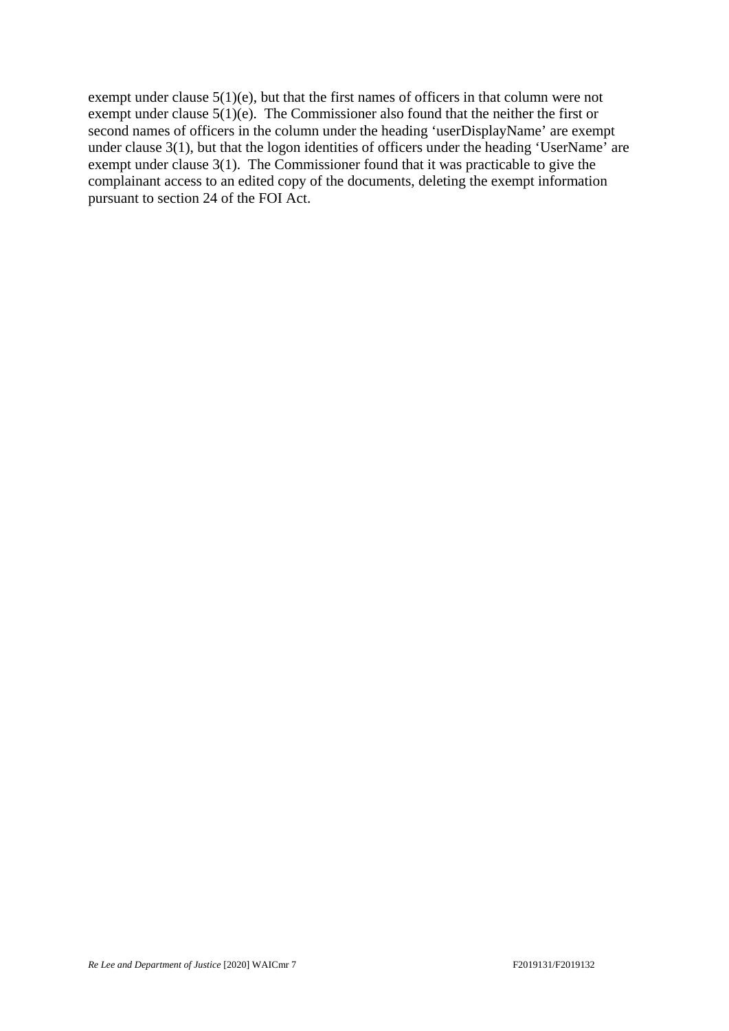exempt under clause 5(1)(e), but that the first names of officers in that column were not exempt under clause 5(1)(e). The Commissioner also found that the neither the first or second names of officers in the column under the heading 'userDisplayName' are exempt under clause 3(1), but that the logon identities of officers under the heading 'UserName' are exempt under clause 3(1). The Commissioner found that it was practicable to give the complainant access to an edited copy of the documents, deleting the exempt information pursuant to section 24 of the FOI Act.